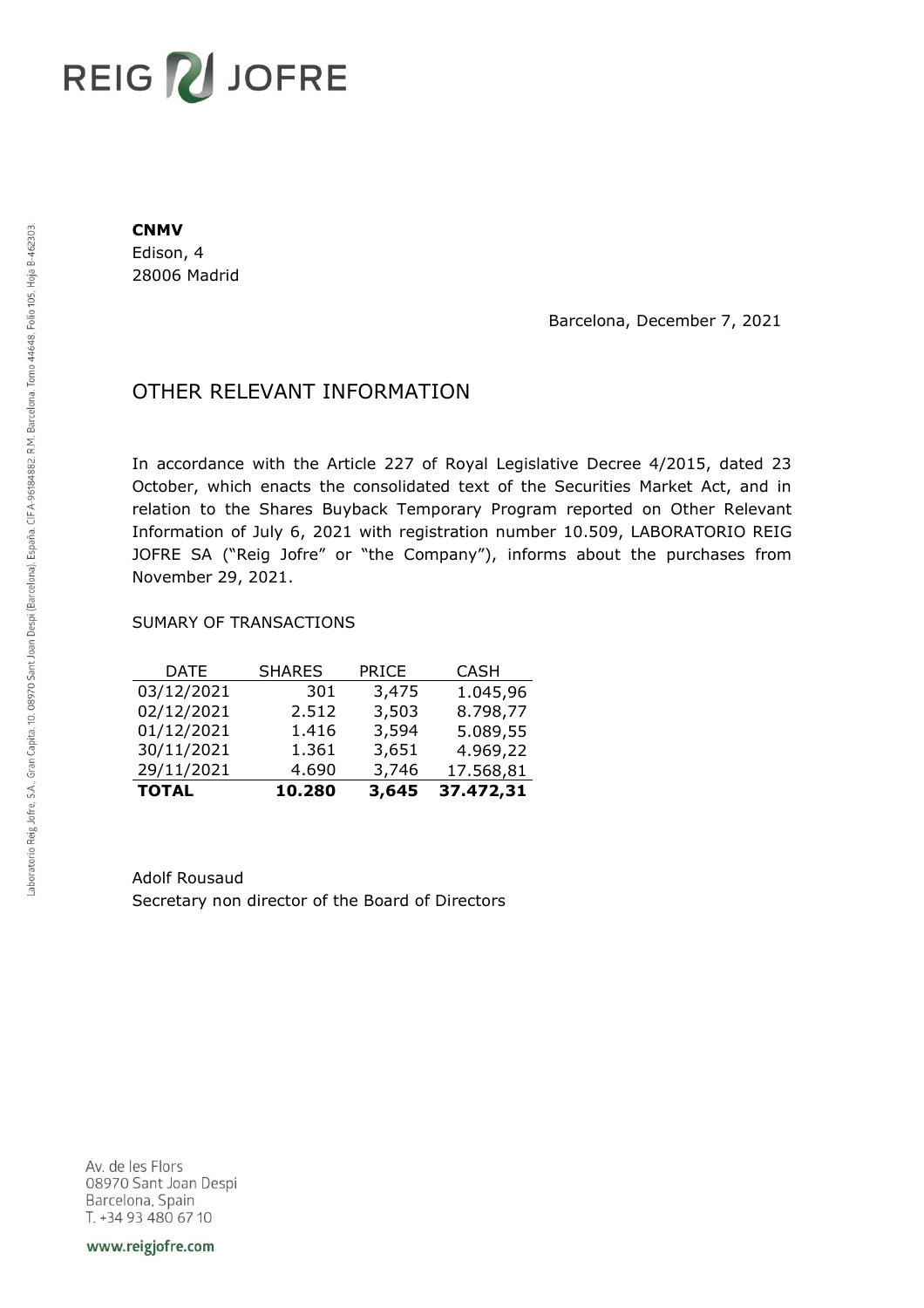**CNMV**
Edison, 4
28006 Madrid

Barcelona, December 7, 2021

# OTHER RELEVANT INFORMATION

In accordance with the Article 227 of Royal Legislative Decree 4/2015, dated 23 October, which enacts the consolidated text of the Securities Market Act, and in relation to the Shares Buyback Temporary Program reported on Other Relevant Information of July 6, 2021 with registration number 10.509, LABORATORIO REIG JOFRE SA ("Reig Jofre" or "the Company"), informs about the purchases from November 29, 2021.

SUMARY OF TRANSACTIONS

| DATE | SHARES | PRICE | CASH |
|---|---|---|---|
| 03/12/2021 | 301 | 3,475 | 1.045,96 |
| 02/12/2021 | 2.512 | 3,503 | 8.798,77 |
| 01/12/2021 | 1.416 | 3,594 | 5.089,55 |
| 30/11/2021 | 1.361 | 3,651 | 4.969,22 |
| 29/11/2021 | 4.690 | 3,746 | 17.568,81 |
| **TOTAL** | **10.280** | **3,645** | **37.472,31** |

Adolf Rousaud
Secretary non director of the Board of Directors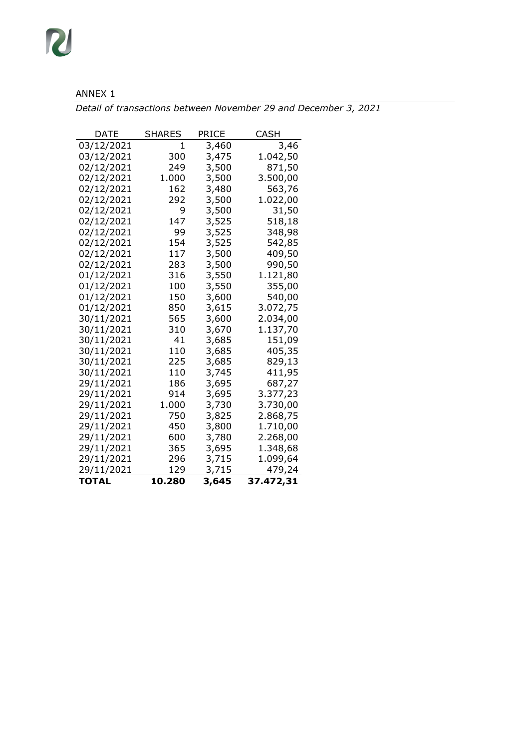ANNEX 1

*Detail of transactions between November 29 and December 3, 2021*

| DATE | SHARES | PRICE | CASH |
|---|---|---|---|
| 03/12/2021 | 1 | 3,460 | 3,46 |
| 03/12/2021 | 300 | 3,475 | 1.042,50 |
| 02/12/2021 | 249 | 3,500 | 871,50 |
| 02/12/2021 | 1.000 | 3,500 | 3.500,00 |
| 02/12/2021 | 162 | 3,480 | 563,76 |
| 02/12/2021 | 292 | 3,500 | 1.022,00 |
| 02/12/2021 | 9 | 3,500 | 31,50 |
| 02/12/2021 | 147 | 3,525 | 518,18 |
| 02/12/2021 | 99 | 3,525 | 348,98 |
| 02/12/2021 | 154 | 3,525 | 542,85 |
| 02/12/2021 | 117 | 3,500 | 409,50 |
| 02/12/2021 | 283 | 3,500 | 990,50 |
| 01/12/2021 | 316 | 3,550 | 1.121,80 |
| 01/12/2021 | 100 | 3,550 | 355,00 |
| 01/12/2021 | 150 | 3,600 | 540,00 |
| 01/12/2021 | 850 | 3,615 | 3.072,75 |
| 30/11/2021 | 565 | 3,600 | 2.034,00 |
| 30/11/2021 | 310 | 3,670 | 1.137,70 |
| 30/11/2021 | 41 | 3,685 | 151,09 |
| 30/11/2021 | 110 | 3,685 | 405,35 |
| 30/11/2021 | 225 | 3,685 | 829,13 |
| 30/11/2021 | 110 | 3,745 | 411,95 |
| 29/11/2021 | 186 | 3,695 | 687,27 |
| 29/11/2021 | 914 | 3,695 | 3.377,23 |
| 29/11/2021 | 1.000 | 3,730 | 3.730,00 |
| 29/11/2021 | 750 | 3,825 | 2.868,75 |
| 29/11/2021 | 450 | 3,800 | 1.710,00 |
| 29/11/2021 | 600 | 3,780 | 2.268,00 |
| 29/11/2021 | 365 | 3,695 | 1.348,68 |
| 29/11/2021 | 296 | 3,715 | 1.099,64 |
| 29/11/2021 | 129 | 3,715 | 479,24 |
| **TOTAL** | **10.280** | **3,645** | **37.472,31** |